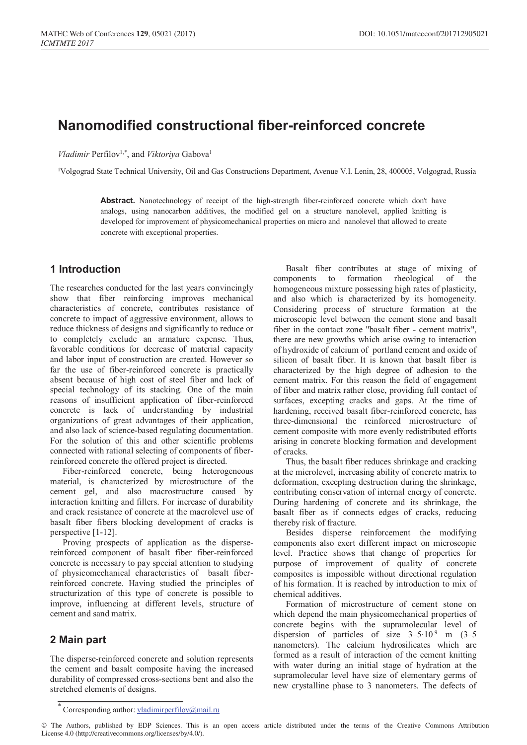# Nanomodified constructional fiber-reinforced concrete

*Vladimir* Perfilov[1,*], and *Viktoriya* Gabova[1]

[1]Volgograd State Technical University, Oil and Gas Constructions Department, Avenue V.I. Lenin, 28, 400005, Volgograd, Russia

**Abstract.** Nanotechnology of receipt of the high-strength fiber-reinforced concrete which don't have analogs, using nanocarbon additives, the modified gel on a structure nanolevel, applied knitting is developed for improvement of physicomechanical properties on micro and nanolevel that allowed to create concrete with exceptional properties.

## 1 Introduction

The researches conducted for the last years convincingly show that fiber reinforcing improves mechanical characteristics of concrete, contributes resistance of concrete to impact of aggressive environment, allows to reduce thickness of designs and significantly to reduce or to completely exclude an armature expense. Thus, favorable conditions for decrease of material capacity and labor input of construction are created. However so far the use of fiber-reinforced concrete is practically absent because of high cost of steel fiber and lack of special technology of its stacking. One of the main reasons of insufficient application of fiber-reinforced concrete is lack of understanding by industrial organizations of great advantages of their application, and also lack of science-based regulating documentation. For the solution of this and other scientific problems connected with rational selecting of components of fiber-reinforced concrete the offered project is directed.

Fiber-reinforced concrete, being heterogeneous material, is characterized by microstructure of the cement gel, and also macrostructure caused by interaction knitting and fillers. For increase of durability and crack resistance of concrete at the macrolevel use of basalt fiber fibers blocking development of cracks is perspective [1-12].

Proving prospects of application as the disperse-reinforced component of basalt fiber fiber-reinforced concrete is necessary to pay special attention to studying of physicomechanical characteristics of basalt fiber-reinforced concrete. Having studied the principles of structurization of this type of concrete is possible to improve, influencing at different levels, structure of cement and sand matrix.

## 2 Main part

The disperse-reinforced concrete and solution represents the cement and basalt composite having the increased durability of compressed cross-sections bent and also the stretched elements of designs.

Basalt fiber contributes at stage of mixing of components to formation rheological of the homogeneous mixture possessing high rates of plasticity, and also which is characterized by its homogeneity. Considering process of structure formation at the microscopic level between the cement stone and basalt fiber in the contact zone "basalt fiber - cement matrix", there are new growths which arise owing to interaction of hydroxide of calcium of portland cement and oxide of silicon of basalt fiber. It is known that basalt fiber is characterized by the high degree of adhesion to the cement matrix. For this reason the field of engagement of fiber and matrix rather close, providing full contact of surfaces, excepting cracks and gaps. At the time of hardening, received basalt fiber-reinforced concrete, has three-dimensional the reinforced microstructure of cement composite with more evenly redistributed efforts arising in concrete blocking formation and development of cracks.

Thus, the basalt fiber reduces shrinkage and cracking at the microlevel, increasing ability of concrete matrix to deformation, excepting destruction during the shrinkage, contributing conservation of internal energy of concrete. During hardening of concrete and its shrinkage, the basalt fiber as if connects edges of cracks, reducing thereby risk of fracture.

Besides disperse reinforcement the modifying components also exert different impact on microscopic level. Practice shows that change of properties for purpose of improvement of quality of concrete composites is impossible without directional regulation of his formation. It is reached by introduction to mix of chemical additives.

Formation of microstructure of cement stone on which depend the main physicomechanical properties of concrete begins with the supramolecular level of dispersion of particles of size $3–5\cdot10^{-9}$ m (3–5 nanometers). The calcium hydrosilicates which are formed as a result of interaction of the cement knitting with water during an initial stage of hydration at the supramolecular level have size of elementary germs of new crystalline phase to 3 nanometers. The defects of

* Corresponding author: vladimirperfilov@mail.ru

© The Authors, published by EDP Sciences. This is an open access article distributed under the terms of the Creative Commons Attribution License 4.0 (http://creativecommons.org/licenses/by/4.0/).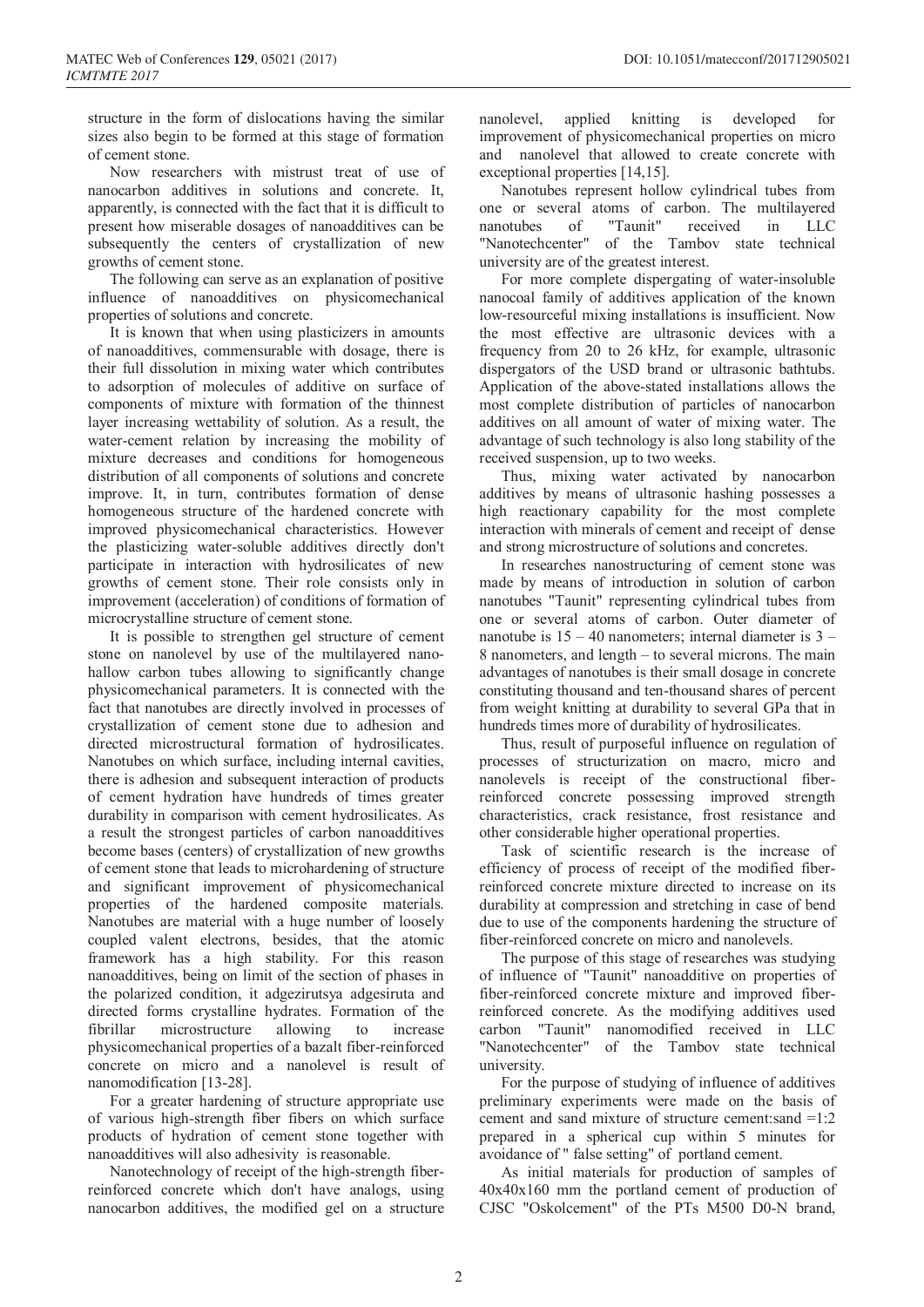structure in the form of dislocations having the similar sizes also begin to be formed at this stage of formation of cement stone.

Now researchers with mistrust treat of use of nanocarbon additives in solutions and concrete. It, apparently, is connected with the fact that it is difficult to present how miserable dosages of nanoadditives can be subsequently the centers of crystallization of new growths of cement stone.

The following can serve as an explanation of positive influence of nanoadditives on physicomechanical properties of solutions and concrete.

It is known that when using plasticizers in amounts of nanoadditives, commensurable with dosage, there is their full dissolution in mixing water which contributes to adsorption of molecules of additive on surface of components of mixture with formation of the thinnest layer increasing wettability of solution. As a result, the water-cement relation by increasing the mobility of mixture decreases and conditions for homogeneous distribution of all components of solutions and concrete improve. It, in turn, contributes formation of dense homogeneous structure of the hardened concrete with improved physicomechanical characteristics. However the plasticizing water-soluble additives directly don't participate in interaction with hydrosilicates of new growths of cement stone. Their role consists only in improvement (acceleration) of conditions of formation of microcrystalline structure of cement stone.

It is possible to strengthen gel structure of cement stone on nanolevel by use of the multilayered nano-hallow carbon tubes allowing to significantly change physicomechanical parameters. It is connected with the fact that nanotubes are directly involved in processes of crystallization of cement stone due to adhesion and directed microstructural formation of hydrosilicates. Nanotubes on which surface, including internal cavities, there is adhesion and subsequent interaction of products of cement hydration have hundreds of times greater durability in comparison with cement hydrosilicates. As a result the strongest particles of carbon nanoadditives become bases (centers) of crystallization of new growths of cement stone that leads to microhardening of structure and significant improvement of physicomechanical properties of the hardened composite materials. Nanotubes are material with a huge number of loosely coupled valent electrons, besides, that the atomic framework has a high stability. For this reason nanoadditives, being on limit of the section of phases in the polarized condition, it adgezirutsya adgesiruta and directed forms crystalline hydrates. Formation of the fibrillar microstructure allowing to increase physicomechanical properties of a bazalt fiber-reinforced concrete on micro and a nanolevel is result of nanomodification [13-28].

For a greater hardening of structure appropriate use of various high-strength fiber fibers on which surface products of hydration of cement stone together with nanoadditives will also adhesivity is reasonable.

Nanotechnology of receipt of the high-strength fiber-reinforced concrete which don't have analogs, using nanocarbon additives, the modified gel on a structure nanolevel, applied knitting is developed for improvement of physicomechanical properties on micro and nanolevel that allowed to create concrete with exceptional properties [14,15].

Nanotubes represent hollow cylindrical tubes from one or several atoms of carbon. The multilayered nanotubes of "Taunit" received in LLC "Nanotechcenter" of the Tambov state technical university are of the greatest interest.

For more complete dispergating of water-insoluble nanocoal family of additives application of the known low-resourceful mixing installations is insufficient. Now the most effective are ultrasonic devices with a frequency from 20 to 26 kHz, for example, ultrasonic dispergators of the USD brand or ultrasonic bathtubs. Application of the above-stated installations allows the most complete distribution of particles of nanocarbon additives on all amount of water of mixing water. The advantage of such technology is also long stability of the received suspension, up to two weeks.

Thus, mixing water activated by nanocarbon additives by means of ultrasonic hashing possesses a high reactionary capability for the most complete interaction with minerals of cement and receipt of dense and strong microstructure of solutions and concretes.

In researches nanostructuring of cement stone was made by means of introduction in solution of carbon nanotubes "Taunit" representing cylindrical tubes from one or several atoms of carbon. Outer diameter of nanotube is 15 – 40 nanometers; internal diameter is 3 – 8 nanometers, and length – to several microns. The main advantages of nanotubes is their small dosage in concrete constituting thousand and ten-thousand shares of percent from weight knitting at durability to several GPa that in hundreds times more of durability of hydrosilicates.

Thus, result of purposeful influence on regulation of processes of structurization on macro, micro and nanolevels is receipt of the constructional fiber-reinforced concrete possessing improved strength characteristics, crack resistance, frost resistance and other considerable higher operational properties.

Task of scientific research is the increase of efficiency of process of receipt of the modified fiber-reinforced concrete mixture directed to increase on its durability at compression and stretching in case of bend due to use of the components hardening the structure of fiber-reinforced concrete on micro and nanolevels.

The purpose of this stage of researches was studying of influence of "Taunit" nanoadditive on properties of fiber-reinforced concrete mixture and improved fiber-reinforced concrete. As the modifying additives used carbon "Taunit" nanomodified received in LLC "Nanotechcenter" of the Tambov state technical university.

For the purpose of studying of influence of additives preliminary experiments were made on the basis of cement and sand mixture of structure cement:sand =1:2 prepared in a spherical cup within 5 minutes for avoidance of " false setting" of portland cement.

As initial materials for production of samples of 40x40x160 mm the portland cement of production of CJSC "Oskolcement" of the PTs M500 D0-N brand,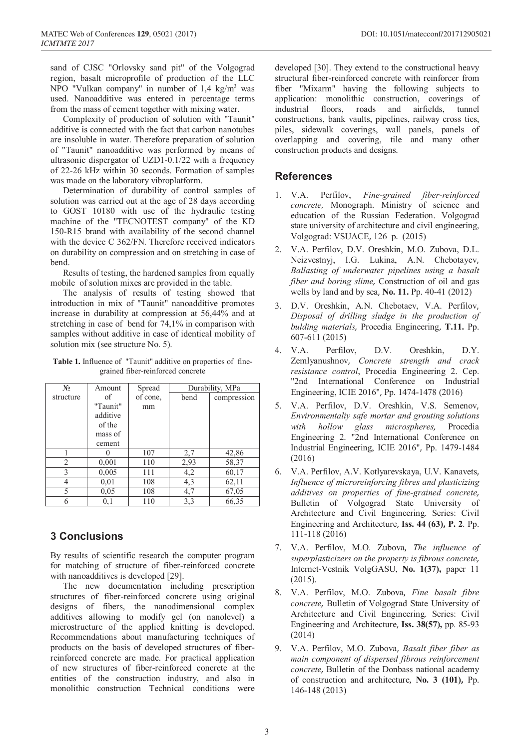sand of CJSC "Orlovsky sand pit" of the Volgograd region, basalt microprofile of production of the LLC NPO "Vulkan company" in number of 1,4 kg/m$^3$ was used. Nanoadditive was entered in percentage terms from the mass of cement together with mixing water.

Complexity of production of solution with "Taunit" additive is connected with the fact that carbon nanotubes are insoluble in water. Therefore preparation of solution of "Taunit" nanoadditive was performed by means of ultrasonic dispergator of UZD1-0.1/22 with a frequency of 22-26 kHz within 30 seconds. Formation of samples was made on the laboratory vibroplatform.

Determination of durability of control samples of solution was carried out at the age of 28 days according to GOST 10180 with use of the hydraulic testing machine of the "TECNOTEST company" of the KD 150-R15 brand with availability of the second channel with the device C 362/FN. Therefore received indicators on durability on compression and on stretching in case of bend.

Results of testing, the hardened samples from equally mobile of solution mixes are provided in the table.

The analysis of results of testing showed that introduction in mix of "Taunit" nanoadditive promotes increase in durability at compression at 56,44% and at stretching in case of bend for 74,1% in comparison with samples without additive in case of identical mobility of solution mix (see structure No. 5).

**Table 1.** Influence of "Taunit" additive on properties of fine-grained fiber-reinforced concrete

| № structure | Amount of "Taunit" additive of the mass of cement | Spread of cone, mm | Durability, MPa | |
|---|---|---|---|---|
| | | | bend | compression |
| 1 | 0 | 107 | 2,7 | 42,86 |
| 2 | 0,001 | 110 | 2,93 | 58,37 |
| 3 | 0,005 | 111 | 4,2 | 60,17 |
| 4 | 0,01 | 108 | 4,3 | 62,11 |
| 5 | 0,05 | 108 | 4,7 | 67,05 |
| 6 | 0,1 | 110 | 3,3 | 66,35 |

## 3 Conclusions

By results of scientific research the computer program for matching of structure of fiber-reinforced concrete with nanoadditives is developed [29].

The new documentation including prescription structures of fiber-reinforced concrete using original designs of fibers, the nanodimensional complex additives allowing to modify gel (on nanolevel) a microstructure of the applied knitting is developed. Recommendations about manufacturing techniques of products on the basis of developed structures of fiber-reinforced concrete are made. For practical application of new structures of fiber-reinforced concrete at the entities of the construction industry, and also in monolithic construction Technical conditions were developed [30]. They extend to the constructional heavy structural fiber-reinforced concrete with reinforcer from fiber "Mixarm" having the following subjects to application: monolithic construction, coverings of industrial floors, roads and airfields, tunnel constructions, bank vaults, pipelines, railway cross ties, piles, sidewalk coverings, wall panels, panels of overlapping and covering, tile and many other construction products and designs.

## References

1. V.A. Perfilov, *Fine-grained fiber-reinforced concrete,* Monograph. Ministry of science and education of the Russian Federation. Volgograd state university of architecture and civil engineering, Volgograd: VSUACE, 126 p. (2015)
2. V.A. Perfilov, D.V. Oreshkin, M.O. Zubova, D.L. Neizvestnyj, I.G. Lukina, A.N. Chebotayev, *Ballasting of underwater pipelines using a basalt fiber and boring slime,* Construction of oil and gas wells by land and by sea, **No. 11.** Pp. 40-41 (2012)
3. D.V. Oreshkin, A.N. Chebotaev, V.A. Perfilov, *Disposal of drilling sludge in the production of bulding materials,* Procedia Engineering, **T.11.** Pp. 607-611 (2015)
4. V.A. Perfilov, D.V. Oreshkin, D.Y. Zemlyanushnov, *Concrete strength and crack resistance control*, Procedia Engineering 2. Сер. "2nd International Conference on Industrial Engineering, ICIE 2016", Pp. 1474-1478 (2016)
5. V.A. Perfilov, D.V. Oreshkin, V.S. Semenov, *Environmentaliy safe mortar and grouting solutions with hollow glass microspheres,* Procedia Engineering 2. "2nd International Conference on Industrial Engineering, ICIE 2016", Pp. 1479-1484 (2016)
6. V.A. Perfilov, A.V. Kotlyarevskaya, U.V. Kanavets, *Influence of microreinforcing fibres and plasticizing additives on properties of fine-grained concrete,* Bulletin of Volgograd State University of Architecture and Civil Engineering. Series: Civil Engineering and Architecture, **Iss. 44 (63), P. 2**. Pp. 111-118 (2016)
7. V.A. Perfilov, M.O. Zubova, *The influence of superplasticizers on the property is fibrous concrete,* Internet-Vestnik VolgGASU, **No. 1(37),** paper 11 (2015).
8. V.A. Perfilov, M.O. Zubova, *Fine basalt fibre concrete,* Bulletin of Volgograd State University of Architecture and Civil Engineering. Series: Civil Engineering and Architecture, **Iss. 38(57),** pp. 85-93 (2014)
9. V.A. Perfilov, M.O. Zubova, *Basalt fiber fiber as main component of dispersed fibrous reinforcement concrete,* Bulletin of the Donbass national academy of construction and architecture, **No. 3 (101),** Pp. 146-148 (2013)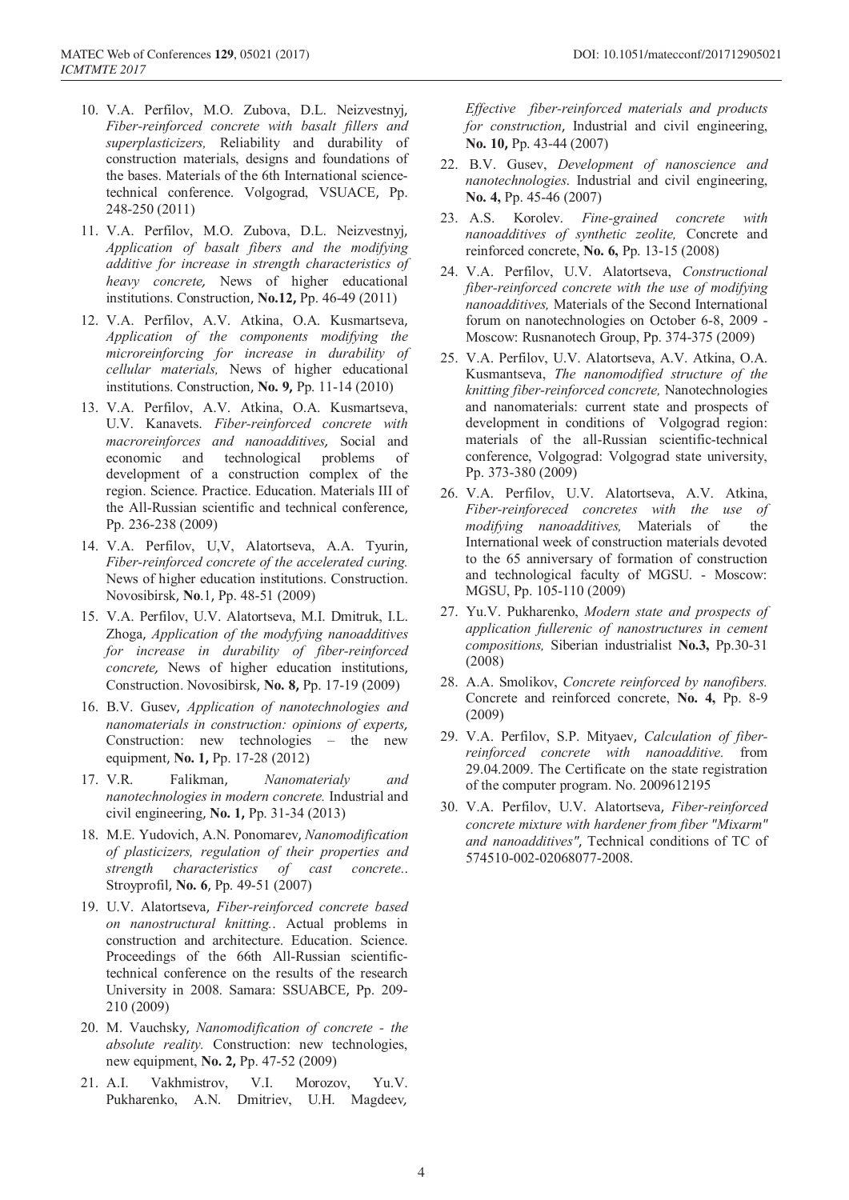10. V.A. Perfilov, M.O. Zubova, D.L. Neizvestnyj, *Fiber-reinforced concrete with basalt fillers and superplasticizers,* Reliability and durability of construction materials, designs and foundations of the bases. Materials of the 6th International science-technical conference. Volgograd, VSUACE, Pp. 248-250 (2011)
11. V.A. Perfilov, M.O. Zubova, D.L. Neizvestnyj, *Application of basalt fibers and the modifying additive for increase in strength characteristics of heavy concrete*, News of higher educational institutions. Construction, **No.12,** Pp. 46-49 (2011)
12. V.A. Perfilov, A.V. Atkina, O.A. Kusmartseva, *Application of the components modifying the microreinforcing for increase in durability of cellular materials,* News of higher educational institutions. Construction, **No. 9,** Pp. 11-14 (2010)
13. V.A. Perfilov, A.V. Atkina, O.A. Kusmartseva, U.V. Kanavets. *Fiber-reinforced concrete with macroreinforces and nanoadditives*, Social and economic and technological problems of development of a construction complex of the region. Science. Practice. Education. Materials III of the All-Russian scientific and technical conference, Pp. 236-238 (2009)
14. V.A. Perfilov, U,V, Alatortseva, A.A. Tyurin, *Fiber-reinforced concrete of the accelerated curing.* News of higher education institutions. Construction. Novosibirsk, **No**.1, Pp. 48-51 (2009)
15. V.A. Perfilov, U.V. Alatortseva, M.I. Dmitruk, I.L. Zhoga, *Application of the modyfying nanoadditives for increase in durability of fiber-reinforced concrete*, News of higher education institutions, Construction. Novosibirsk, **No. 8,** Pp. 17-19 (2009)
16. B.V. Gusev, *Application of nanotechnologies and nanomaterials in construction: opinions of experts*, Construction: new technologies – the new equipment, **No. 1,** Pp. 17-28 (2012)
17. V.R. Falikman, *Nanomaterialy and nanotechnologies in modern concrete.* Industrial and civil engineering, **No. 1,** Pp. 31-34 (2013)
18. M.E. Yudovich, A.N. Ponomarev, *Nanomodification of plasticizers, regulation of their properties and strength characteristics of cast concrete..* Stroyprofil, **No. 6**, Pp. 49-51 (2007)
19. U.V. Alatortseva, *Fiber-reinforced concrete based on nanostructural knitting..* Actual problems in construction and architecture. Education. Science. Proceedings of the 66th All-Russian scientific-technical conference on the results of the research University in 2008. Samara: SSUABCE, Pp. 209-210 (2009)
20. M. Vauchsky, *Nanomodification of concrete - the absolute reality.* Construction: new technologies, new equipment, **No. 2,** Pp. 47-52 (2009)
21. A.I. Vakhmistrov, V.I. Morozov, Yu.V. Pukharenko, A.N. Dmitriev, U.H. Magdeev, *Effective fiber-reinforced materials and products for construction*, Industrial and civil engineering, **No. 10,** Pp. 43-44 (2007)
22. B.V. Gusev, *Development of nanoscience and nanotechnologies*. Industrial and civil engineering, **No. 4,** Pp. 45-46 (2007)
23. A.S. Korolev. *Fine-grained concrete with nanoadditives of synthetic zeolite,* Concrete and reinforced concrete, **No. 6,** Pp. 13-15 (2008)
24. V.A. Perfilov, U.V. Alatortseva, *Constructional fiber-reinforced concrete with the use of modifying nanoadditives,* Materials of the Second International forum on nanotechnologies on October 6-8, 2009 - Moscow: Rusnanotech Group, Pp. 374-375 (2009)
25. V.A. Perfilov, U.V. Alatortseva, A.V. Atkina, O.A. Kusmantseva, *The nanomodified structure of the knitting fiber-reinforced concrete,* Nanotechnologies and nanomaterials: current state and prospects of development in conditions of Volgograd region: materials of the all-Russian scientific-technical conference, Volgograd: Volgograd state university, Pp. 373-380 (2009)
26. V.A. Perfilov, U.V. Alatortseva, A.V. Atkina, *Fiber-reinforeced concretes with the use of modifying nanoadditives,* Materials of the International week of construction materials devoted to the 65 anniversary of formation of construction and technological faculty of MGSU. - Moscow: MGSU, Pp. 105-110 (2009)
27. Yu.V. Pukharenko, *Modern state and prospects of application fullerenic of nanostructures in cement compositions,* Siberian industrialist **No.3,** Pp.30-31 (2008)
28. A.A. Smolikov, *Concrete reinforced by nanofibers.* Concrete and reinforced concrete, **No. 4,** Pp. 8-9 (2009)
29. V.A. Perfilov, S.P. Mityaev, *Calculation of fiber-reinforced concrete with nanoadditive.* from 29.04.2009. The Certificate on the state registration of the computer program. No. 2009612195
30. V.A. Perfilov, U.V. Alatortseva, *Fiber-reinforced concrete mixture with hardener from fiber "Mixarm" and nanoadditives"*, Technical conditions of TC of 574510-002-02068077-2008.